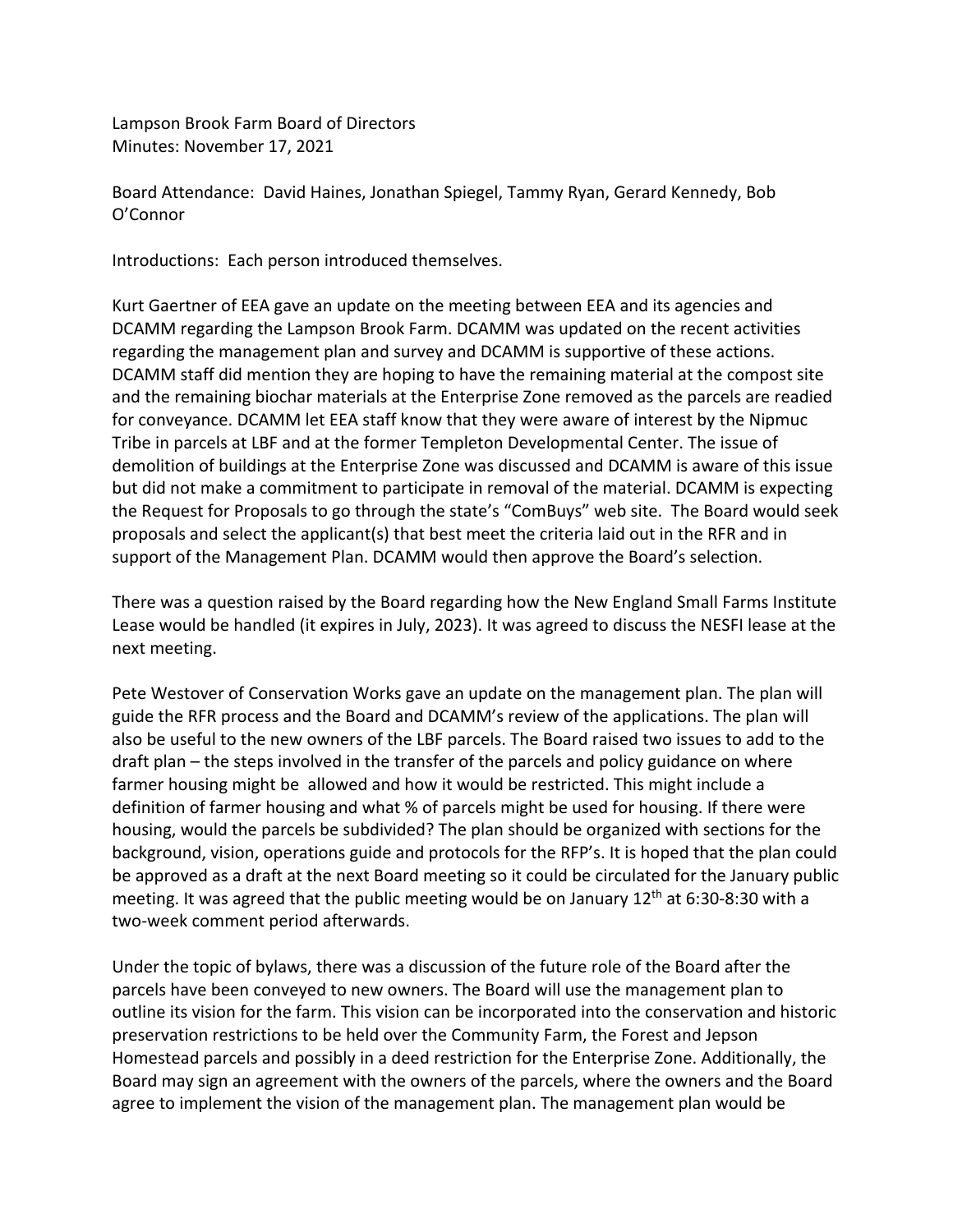Lampson Brook Farm Board of Directors
Minutes: November 17, 2021

Board Attendance: David Haines, Jonathan Spiegel, Tammy Ryan, Gerard Kennedy, Bob O'Connor

Introductions: Each person introduced themselves.

Kurt Gaertner of EEA gave an update on the meeting between EEA and its agencies and DCAMM regarding the Lampson Brook Farm. DCAMM was updated on the recent activities regarding the management plan and survey and DCAMM is supportive of these actions. DCAMM staff did mention they are hoping to have the remaining material at the compost site and the remaining biochar materials at the Enterprise Zone removed as the parcels are readied for conveyance. DCAMM let EEA staff know that they were aware of interest by the Nipmuc Tribe in parcels at LBF and at the former Templeton Developmental Center. The issue of demolition of buildings at the Enterprise Zone was discussed and DCAMM is aware of this issue but did not make a commitment to participate in removal of the material. DCAMM is expecting the Request for Proposals to go through the state's "ComBuys" web site. The Board would seek proposals and select the applicant(s) that best meet the criteria laid out in the RFR and in support of the Management Plan. DCAMM would then approve the Board's selection.

There was a question raised by the Board regarding how the New England Small Farms Institute Lease would be handled (it expires in July, 2023). It was agreed to discuss the NESFI lease at the next meeting.

Pete Westover of Conservation Works gave an update on the management plan. The plan will guide the RFR process and the Board and DCAMM's review of the applications. The plan will also be useful to the new owners of the LBF parcels. The Board raised two issues to add to the draft plan – the steps involved in the transfer of the parcels and policy guidance on where farmer housing might be allowed and how it would be restricted. This might include a definition of farmer housing and what % of parcels might be used for housing. If there were housing, would the parcels be subdivided? The plan should be organized with sections for the background, vision, operations guide and protocols for the RFP's. It is hoped that the plan could be approved as a draft at the next Board meeting so it could be circulated for the January public meeting. It was agreed that the public meeting would be on January 12th at 6:30-8:30 with a two-week comment period afterwards.

Under the topic of bylaws, there was a discussion of the future role of the Board after the parcels have been conveyed to new owners. The Board will use the management plan to outline its vision for the farm. This vision can be incorporated into the conservation and historic preservation restrictions to be held over the Community Farm, the Forest and Jepson Homestead parcels and possibly in a deed restriction for the Enterprise Zone. Additionally, the Board may sign an agreement with the owners of the parcels, where the owners and the Board agree to implement the vision of the management plan. The management plan would be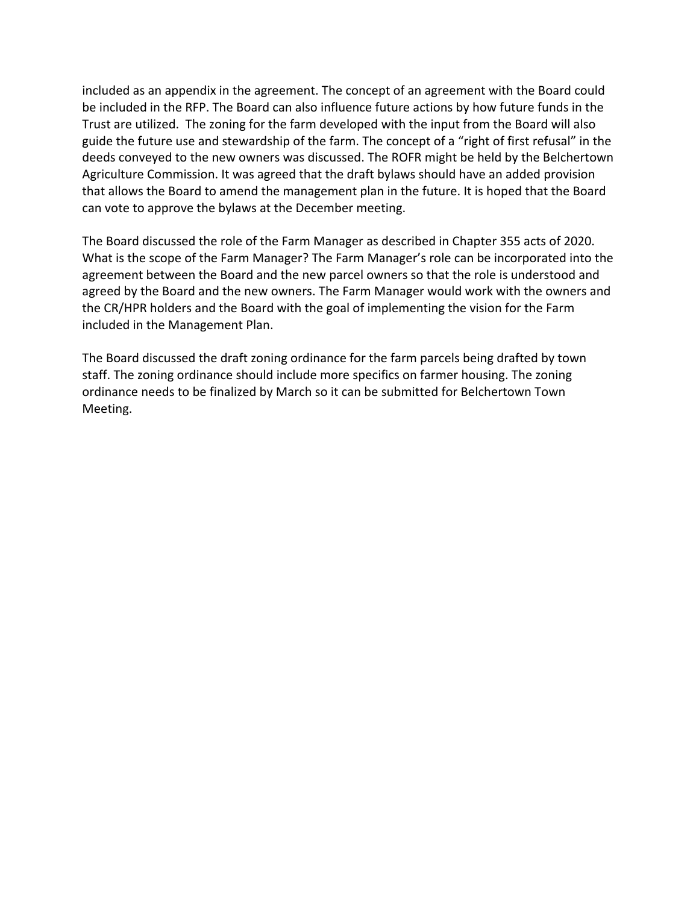included as an appendix in the agreement. The concept of an agreement with the Board could be included in the RFP. The Board can also influence future actions by how future funds in the Trust are utilized. The zoning for the farm developed with the input from the Board will also guide the future use and stewardship of the farm. The concept of a "right of first refusal" in the deeds conveyed to the new owners was discussed. The ROFR might be held by the Belchertown Agriculture Commission. It was agreed that the draft bylaws should have an added provision that allows the Board to amend the management plan in the future. It is hoped that the Board can vote to approve the bylaws at the December meeting.

The Board discussed the role of the Farm Manager as described in Chapter 355 acts of 2020. What is the scope of the Farm Manager? The Farm Manager's role can be incorporated into the agreement between the Board and the new parcel owners so that the role is understood and agreed by the Board and the new owners. The Farm Manager would work with the owners and the CR/HPR holders and the Board with the goal of implementing the vision for the Farm included in the Management Plan.

The Board discussed the draft zoning ordinance for the farm parcels being drafted by town staff. The zoning ordinance should include more specifics on farmer housing. The zoning ordinance needs to be finalized by March so it can be submitted for Belchertown Town Meeting.